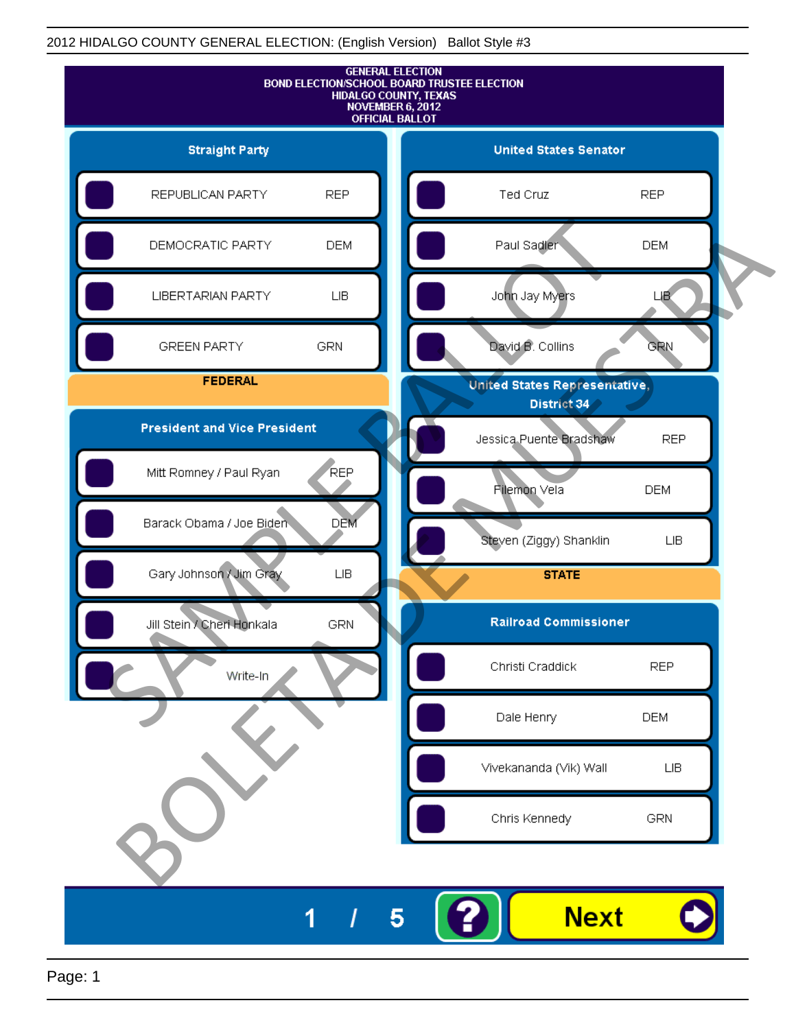2012 HIDALGO COUNTY GENERAL ELECTION: (English Version) Ballot Style #3

# GENERAL ELECTION
## BOND ELECTION/SCHOOL BOARD TRUSTEE ELECTION
## HIDALGO COUNTY, TEXAS
## NOVEMBER 6, 2012
## OFFICIAL BALLOT

### Straight Party

| | | |
|---|---|---|
| ☐ | REPUBLICAN PARTY | REP |
| ☐ | DEMOCRATIC PARTY | DEM |
| ☐ | LIBERTARIAN PARTY | LIB |
| ☐ | GREEN PARTY | GRN |

## FEDERAL

### President and Vice President

| | | |
|---|---|---|
| ☐ | Mitt Romney / Paul Ryan | REP |
| ☐ | Barack Obama / Joe Biden | DEM |
| ☐ | Gary Johnson / Jim Gray | LIB |
| ☐ | Jill Stein / Cheri Honkala | GRN |
| ☐ | Write-In | |

### United States Senator

| | | |
|---|---|---|
| ☐ | Ted Cruz | REP |
| ☐ | Paul Sadler | DEM |
| ☐ | John Jay Myers | LIB |
| ☐ | David B. Collins | GRN |

### United States Representative, District 34

| | | |
|---|---|---|
| ☐ | Jessica Puente Bradshaw | REP |
| ☐ | Filemon Vela | DEM |
| ☐ | Steven (Ziggy) Shanklin | LIB |

## STATE

### Railroad Commissioner

| | | |
|---|---|---|
| ☐ | Christi Craddick | REP |
| ☐ | Dale Henry | DEM |
| ☐ | Vivekananda (Vik) Wall | LIB |
| ☐ | Chris Kennedy | GRN |

SAMPLE BALLOT
BOLETA DE MUESTRA

1 / 5

?

Next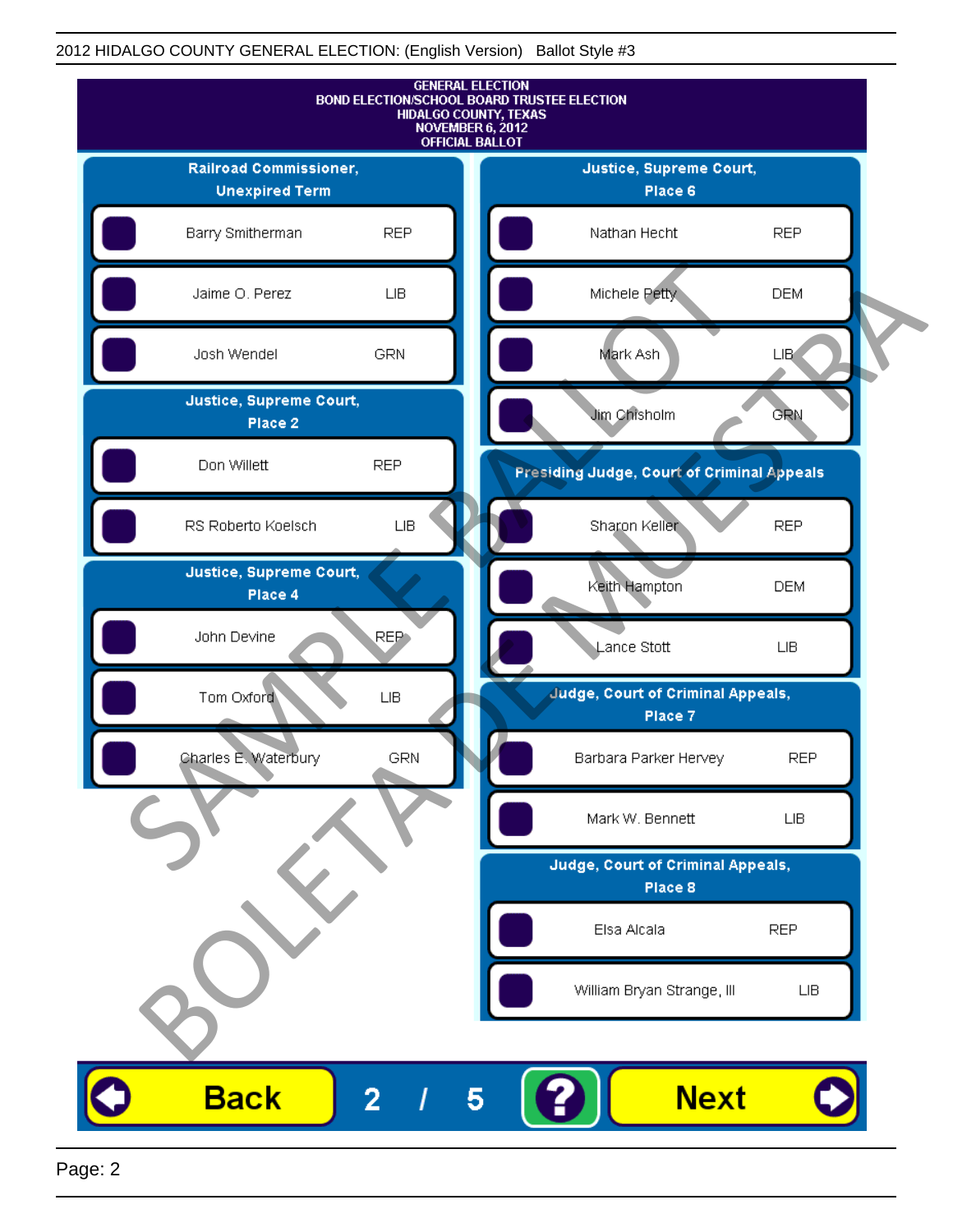2012 HIDALGO COUNTY GENERAL ELECTION: (English Version) Ballot Style #3

**GENERAL ELECTION**
**BOND ELECTION/SCHOOL BOARD TRUSTEE ELECTION**
**HIDALGO COUNTY, TEXAS**
**NOVEMBER 6, 2012**
**OFFICIAL BALLOT**

### Railroad Commissioner, Unexpired Term

| Candidate | Party |
|---|---|
| Barry Smitherman | REP |
| Jaime O. Perez | LIB |
| Josh Wendel | GRN |

### Justice, Supreme Court, Place 2

| Candidate | Party |
|---|---|
| Don Willett | REP |
| RS Roberto Koelsch | LIB |

### Justice, Supreme Court, Place 4

| Candidate | Party |
|---|---|
| John Devine | REP |
| Tom Oxford | LIB |
| Charles E. Waterbury | GRN |

### Justice, Supreme Court, Place 6

| Candidate | Party |
|---|---|
| Nathan Hecht | REP |
| Michele Petty | DEM |
| Mark Ash | LIB |
| Jim Chisholm | GRN |

### Presiding Judge, Court of Criminal Appeals

| Candidate | Party |
|---|---|
| Sharon Keller | REP |
| Keith Hampton | DEM |
| Lance Stott | LIB |

### Judge, Court of Criminal Appeals, Place 7

| Candidate | Party |
|---|---|
| Barbara Parker Hervey | REP |
| Mark W. Bennett | LIB |

### Judge, Court of Criminal Appeals, Place 8

| Candidate | Party |
|---|---|
| Elsa Alcala | REP |
| William Bryan Strange, III | LIB |

SAMPLE BALLOT
BOLETA DE MUESTRA

Back 2 / 5 ? Next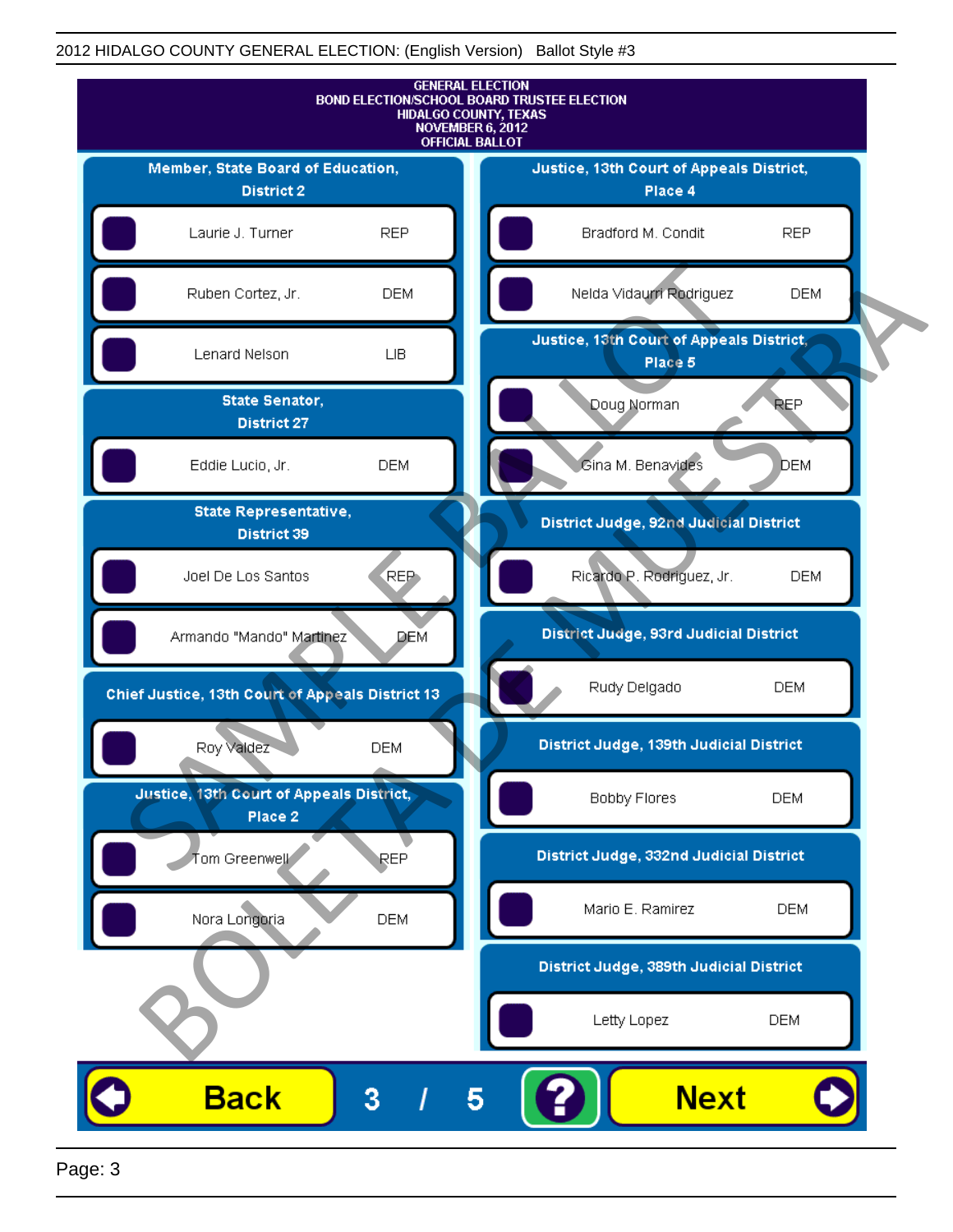2012 HIDALGO COUNTY GENERAL ELECTION: (English Version) Ballot Style #3

GENERAL ELECTION
BOND ELECTION/SCHOOL BOARD TRUSTEE ELECTION
HIDALGO COUNTY, TEXAS
NOVEMBER 6, 2012
OFFICIAL BALLOT

### Member, State Board of Education, District 2

| Candidate | Party |
|---|---|
| Laurie J. Turner | REP |
| Ruben Cortez, Jr. | DEM |
| Lenard Nelson | LIB |

### State Senator, District 27

| Candidate | Party |
|---|---|
| Eddie Lucio, Jr. | DEM |

### State Representative, District 39

| Candidate | Party |
|---|---|
| Joel De Los Santos | REP |
| Armando "Mando" Martinez | DEM |

### Chief Justice, 13th Court of Appeals District 13

| Candidate | Party |
|---|---|
| Roy Valdez | DEM |

### Justice, 13th Court of Appeals District, Place 2

| Candidate | Party |
|---|---|
| Tom Greenwell | REP |
| Nora Longoria | DEM |

### Justice, 13th Court of Appeals District, Place 4

| Candidate | Party |
|---|---|
| Bradford M. Condit | REP |
| Nelda Vidaurri Rodriguez | DEM |

### Justice, 13th Court of Appeals District, Place 5

| Candidate | Party |
|---|---|
| Doug Norman | REP |
| Gina M. Benavides | DEM |

### District Judge, 92nd Judicial District

| Candidate | Party |
|---|---|
| Ricardo P. Rodriguez, Jr. | DEM |

### District Judge, 93rd Judicial District

| Candidate | Party |
|---|---|
| Rudy Delgado | DEM |

### District Judge, 139th Judicial District

| Candidate | Party |
|---|---|
| Bobby Flores | DEM |

### District Judge, 332nd Judicial District

| Candidate | Party |
|---|---|
| Mario E. Ramirez | DEM |

### District Judge, 389th Judicial District

| Candidate | Party |
|---|---|
| Letty Lopez | DEM |

SAMPLE BALLOT BOLETA DE MUESTRA

Back 3 / 5 ? Next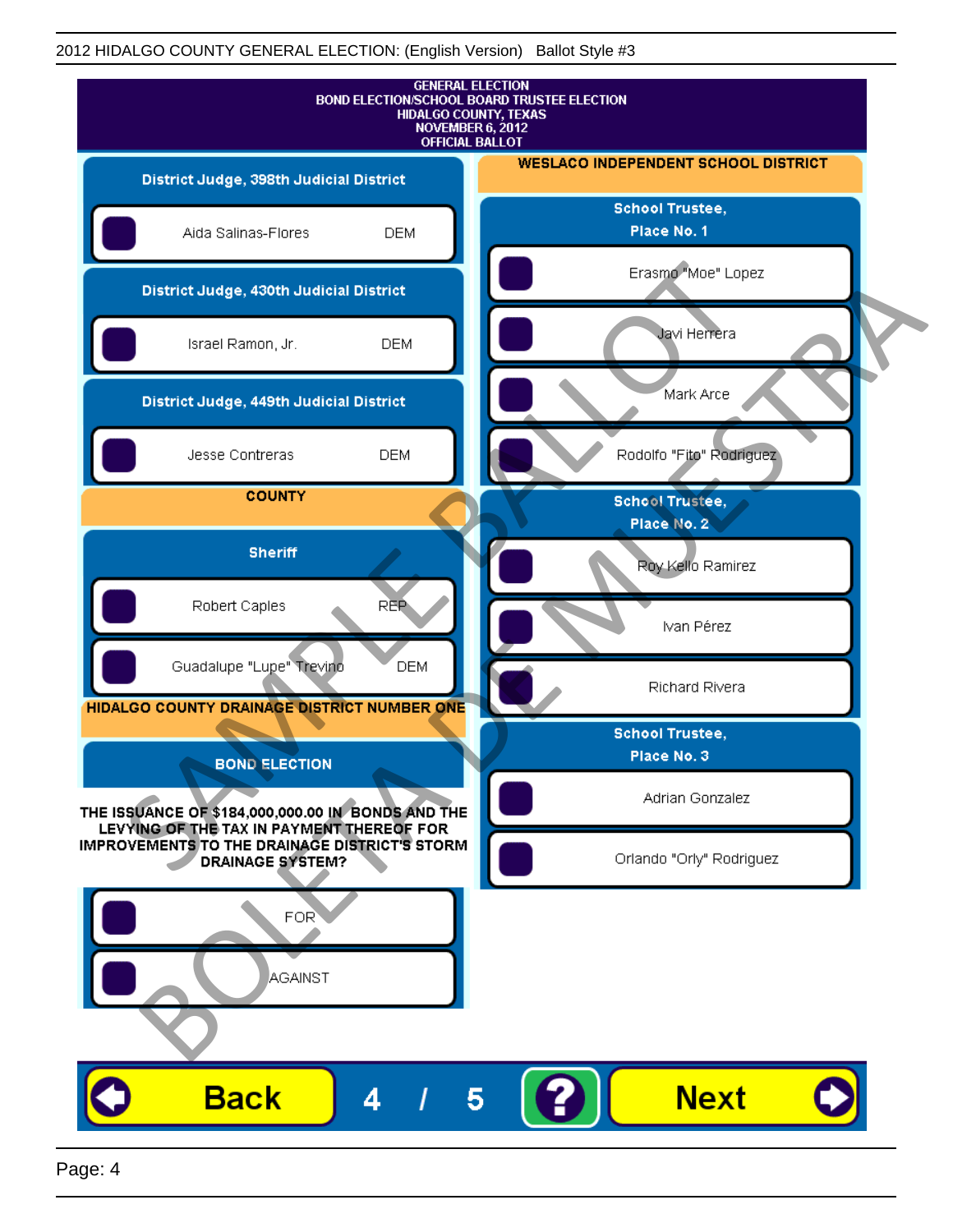2012 HIDALGO COUNTY GENERAL ELECTION: (English Version) Ballot Style #3

GENERAL ELECTION
BOND ELECTION/SCHOOL BOARD TRUSTEE ELECTION
HIDALGO COUNTY, TEXAS
NOVEMBER 6, 2012
OFFICIAL BALLOT

## District Judge, 398th Judicial District

- Aida Salinas-Flores DEM

## District Judge, 430th Judicial District

- Israel Ramon, Jr. DEM

## District Judge, 449th Judicial District

- Jesse Contreras DEM

## COUNTY

### Sheriff

- Robert Caples REP
- Guadalupe "Lupe" Trevino DEM

## HIDALGO COUNTY DRAINAGE DISTRICT NUMBER ONE

### BOND ELECTION

THE ISSUANCE OF $184,000,000.00 IN BONDS AND THE LEVYING OF THE TAX IN PAYMENT THEREOF FOR IMPROVEMENTS TO THE DRAINAGE DISTRICT'S STORM DRAINAGE SYSTEM?

- FOR
- AGAINST

## WESLACO INDEPENDENT SCHOOL DISTRICT

### School Trustee, Place No. 1

- Erasmo "Moe" Lopez
- Javi Herrera
- Mark Arce
- Rodolfo "Fito" Rodriguez

### School Trustee, Place No. 2

- Roy Kello Ramirez
- Ivan Pérez
- Richard Rivera

### School Trustee, Place No. 3

- Adrian Gonzalez
- Orlando "Orly" Rodriguez

SAMPLE BALLOT
BOLETA DE MUESTRA

Back 4 / 5 ? Next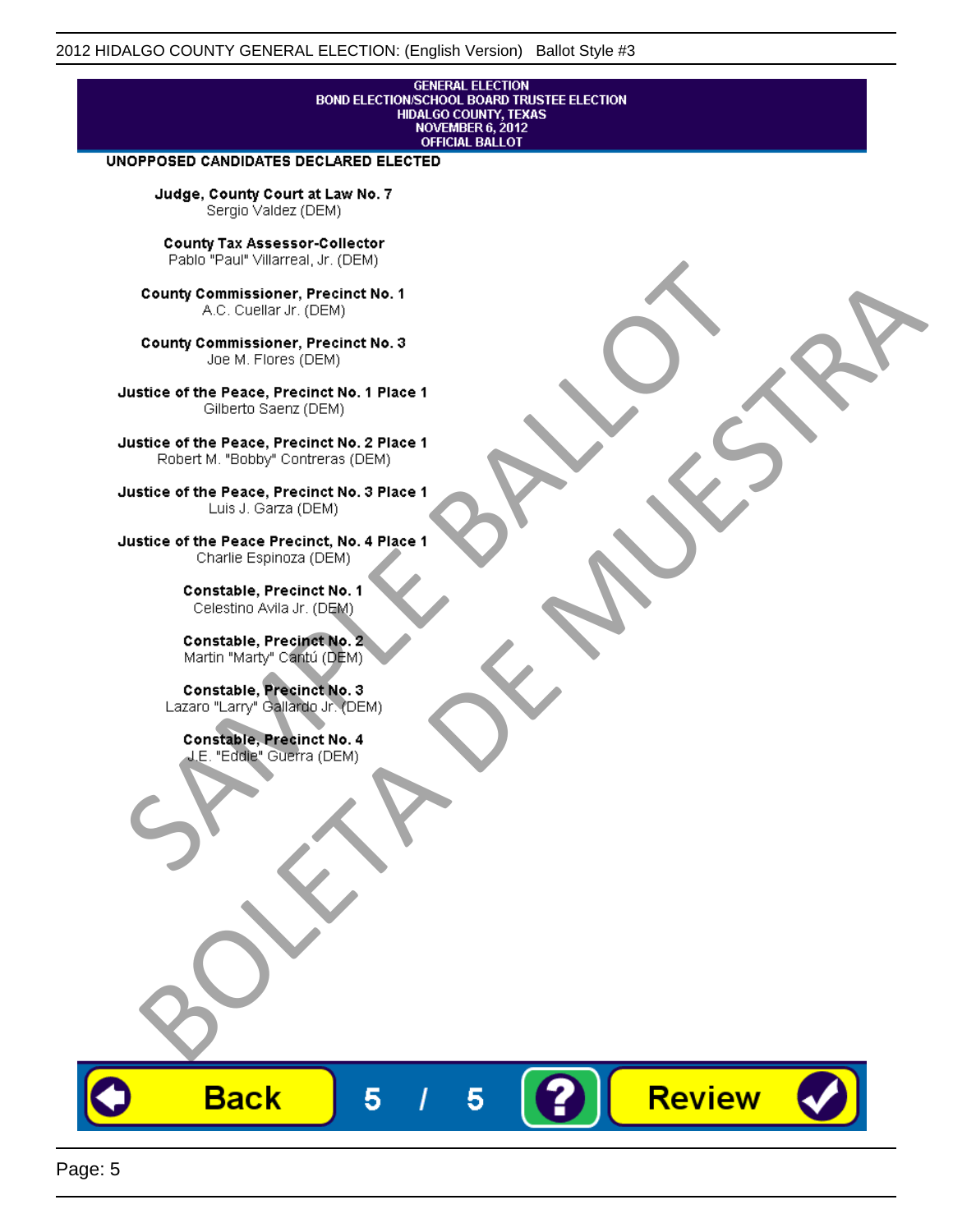GENERAL ELECTION
BOND ELECTION/SCHOOL BOARD TRUSTEE ELECTION
HIDALGO COUNTY, TEXAS
NOVEMBER 6, 2012
OFFICIAL BALLOT

**UNOPPOSED CANDIDATES DECLARED ELECTED**

**Judge, County Court at Law No. 7**
Sergio Valdez (DEM)

**County Tax Assessor-Collector**
Pablo "Paul" Villarreal, Jr. (DEM)

**County Commissioner, Precinct No. 1**
A.C. Cuellar Jr. (DEM)

**County Commissioner, Precinct No. 3**
Joe M. Flores (DEM)

**Justice of the Peace, Precinct No. 1 Place 1**
Gilberto Saenz (DEM)

**Justice of the Peace, Precinct No. 2 Place 1**
Robert M. "Bobby" Contreras (DEM)

**Justice of the Peace, Precinct No. 3 Place 1**
Luis J. Garza (DEM)

**Justice of the Peace Precinct, No. 4 Place 1**
Charlie Espinoza (DEM)

**Constable, Precinct No. 1**
Celestino Avila Jr. (DEM)

**Constable, Precinct No. 2**
Martin "Marty" Cantú (DEM)

**Constable, Precinct No. 3**
Lazaro "Larry" Gallardo Jr. (DEM)

**Constable, Precinct No. 4**
J.E. "Eddie" Guerra (DEM)

SAMPLE BALLOT
BOLETA DE MUESTRA

Back 5 / 5 ? Review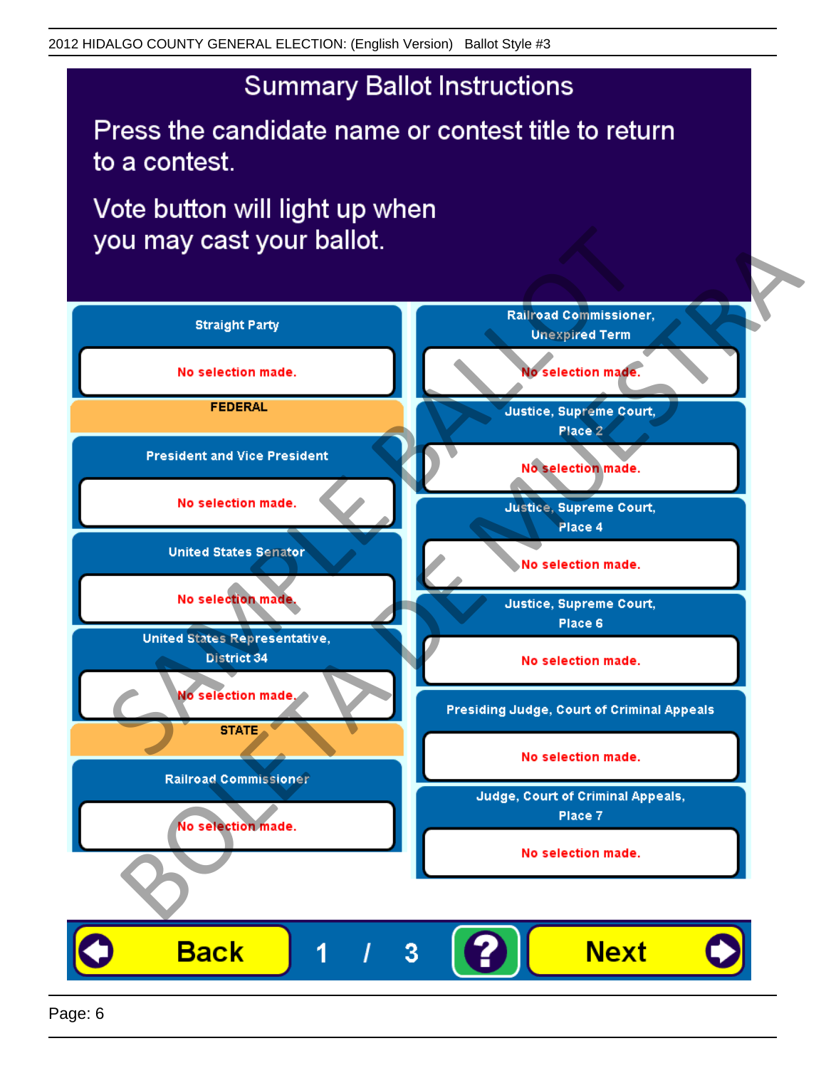# Summary Ballot Instructions

Press the candidate name or contest title to return to a contest.

Vote button will light up when you may cast your ballot.

**Straight Party**

No selection made.

**FEDERAL**

**President and Vice President**

No selection made.

**United States Senator**

No selection made.

**United States Representative, District 34**

No selection made.

**STATE**

**Railroad Commissioner**

No selection made.

**Railroad Commissioner, Unexpired Term**

No selection made.

**Justice, Supreme Court, Place 2**

No selection made.

**Justice, Supreme Court, Place 4**

No selection made.

**Justice, Supreme Court, Place 6**

No selection made.

**Presiding Judge, Court of Criminal Appeals**

No selection made.

**Judge, Court of Criminal Appeals, Place 7**

No selection made.

Back | 1 / 3 | ? | Next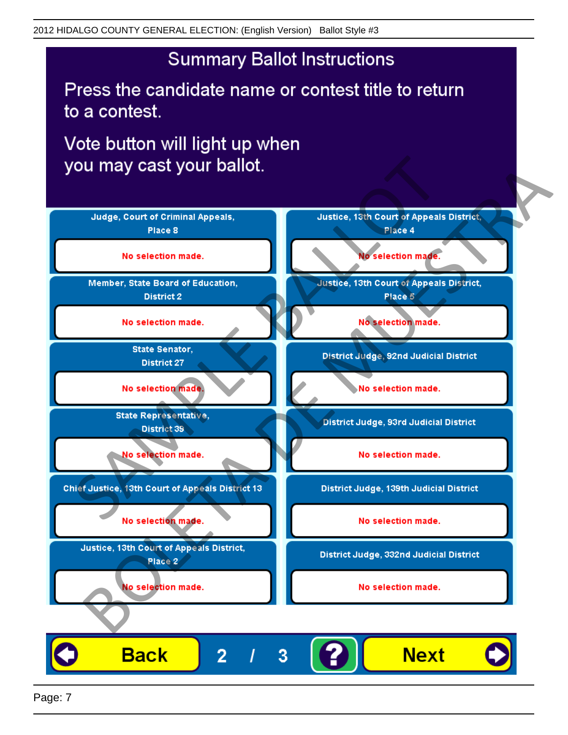# Summary Ballot Instructions

Press the candidate name or contest title to return to a contest.

Vote button will light up when you may cast your ballot.

| Contest | Selection |
|---|---|
| Judge, Court of Criminal Appeals, Place 8 | No selection made. |
| Member, State Board of Education, District 2 | No selection made. |
| State Senator, District 27 | No selection made. |
| State Representative, District 39 | No selection made. |
| Chief Justice, 13th Court of Appeals District 13 | No selection made. |
| Justice, 13th Court of Appeals District, Place 2 | No selection made. |
| Justice, 13th Court of Appeals District, Place 4 | No selection made. |
| Justice, 13th Court of Appeals District, Place 5 | No selection made. |
| District Judge, 92nd Judicial District | No selection made. |
| District Judge, 93rd Judicial District | No selection made. |
| District Judge, 139th Judicial District | No selection made. |
| District Judge, 332nd Judicial District | No selection made. |

Back    2 / 3    ?    Next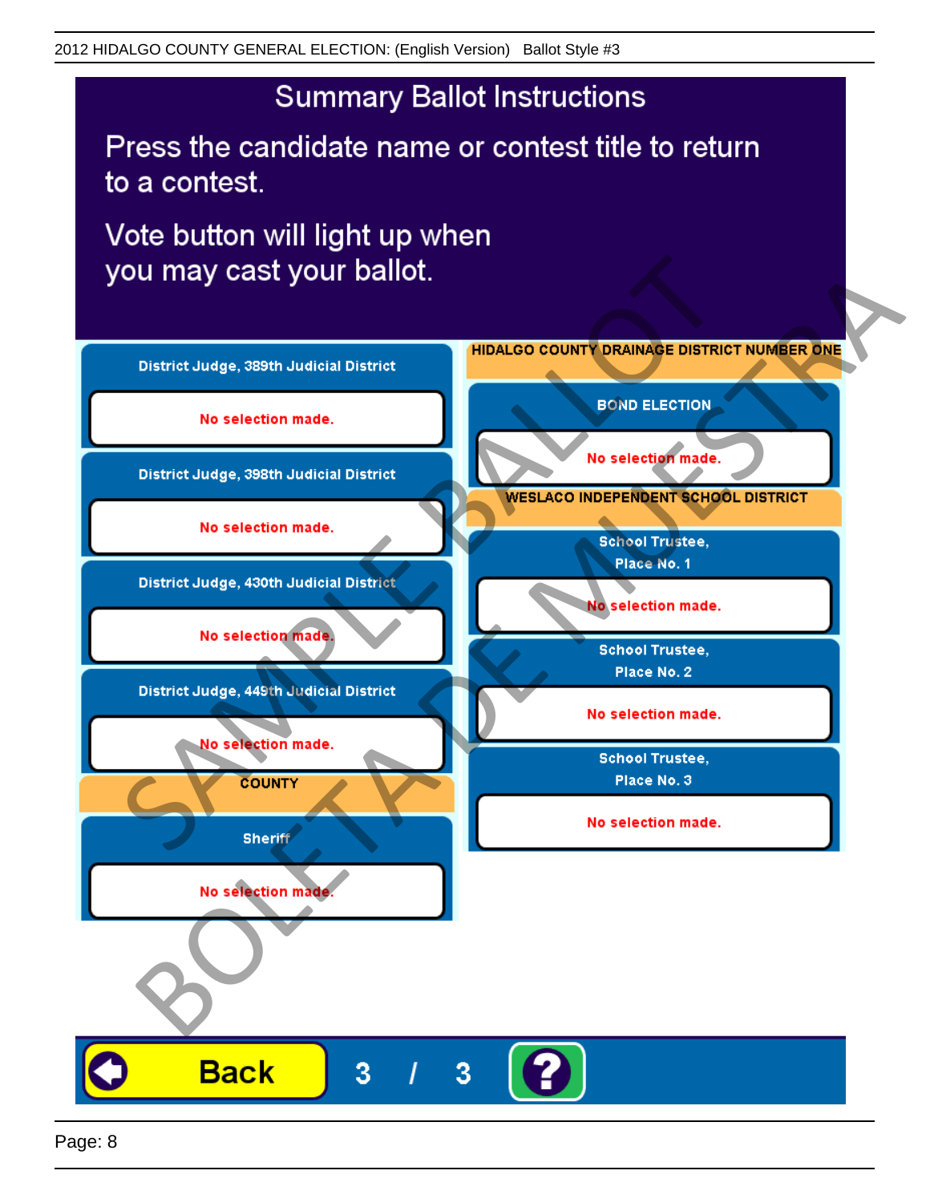# Summary Ballot Instructions

Press the candidate name or contest title to return to a contest.

Vote button will light up when you may cast your ballot.

**District Judge, 389th Judicial District**

No selection made.

**District Judge, 398th Judicial District**

No selection made.

**District Judge, 430th Judicial District**

No selection made.

**District Judge, 449th Judicial District**

No selection made.

**COUNTY**

**Sheriff**

No selection made.

**HIDALGO COUNTY DRAINAGE DISTRICT NUMBER ONE**

**BOND ELECTION**

No selection made.

**WESLACO INDEPENDENT SCHOOL DISTRICT**

**School Trustee, Place No. 1**

No selection made.

**School Trustee, Place No. 2**

No selection made.

**School Trustee, Place No. 3**

No selection made.

Back 3 / 3 ?

SAMPLE BALLOT BOLETA DE MUESTRA